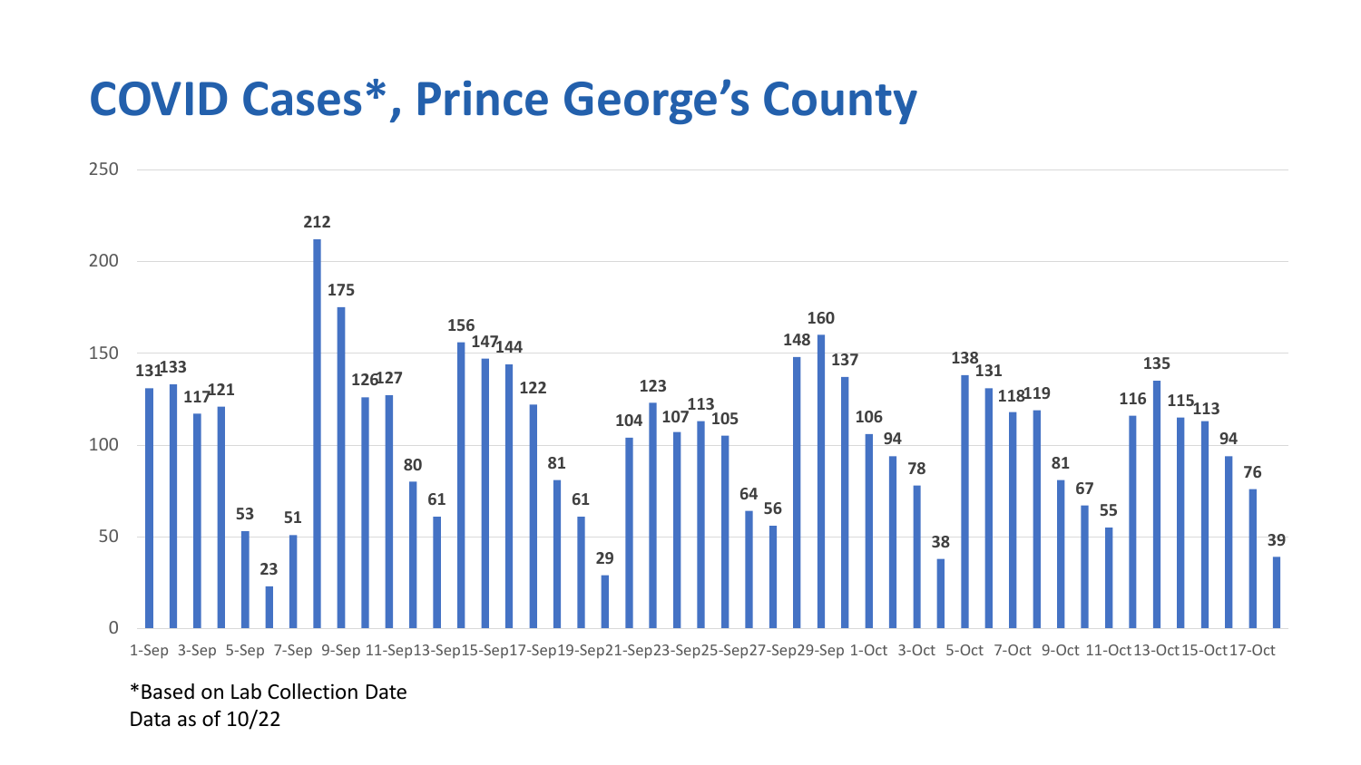# COVID Cases*, Prince George's County

| Date | Cases |
| --- | --- |
| 1-Sep | 131 |
| 2-Sep | 133 |
| 3-Sep | 117 |
| 4-Sep | 121 |
| 5-Sep | 53 |
| 6-Sep | 23 |
| 7-Sep | 51 |
| 8-Sep | 212 |
| 9-Sep | 175 |
| 10-Sep | 126 |
| 11-Sep | 127 |
| 12-Sep | 80 |
| 13-Sep | 61 |
| 14-Sep | 156 |
| 15-Sep | 147 |
| 16-Sep | 144 |
| 17-Sep | 122 |
| 18-Sep | 81 |
| 19-Sep | 61 |
| 20-Sep | 29 |
| 21-Sep | 104 |
| 22-Sep | 123 |
| 23-Sep | 107 |
| 24-Sep | 113 |
| 25-Sep | 105 |
| 26-Sep | 64 |
| 27-Sep | 56 |
| 28-Sep | 148 |
| 29-Sep | 160 |
| 30-Sep | 137 |
| 1-Oct | 106 |
| 2-Oct | 94 |
| 3-Oct | 78 |
| 4-Oct | 38 |
| 5-Oct | 138 |
| 6-Oct | 131 |
| 7-Oct | 118 |
| 8-Oct | 119 |
| 9-Oct | 81 |
| 10-Oct | 67 |
| 11-Oct | 55 |
| 12-Oct | 116 |
| 13-Oct | 135 |
| 14-Oct | 115 |
| 15-Oct | 113 |
| 16-Oct | 94 |
| 17-Oct | 76 |
| 18-Oct | 39 |

*Based on Lab Collection Date

Data as of 10/22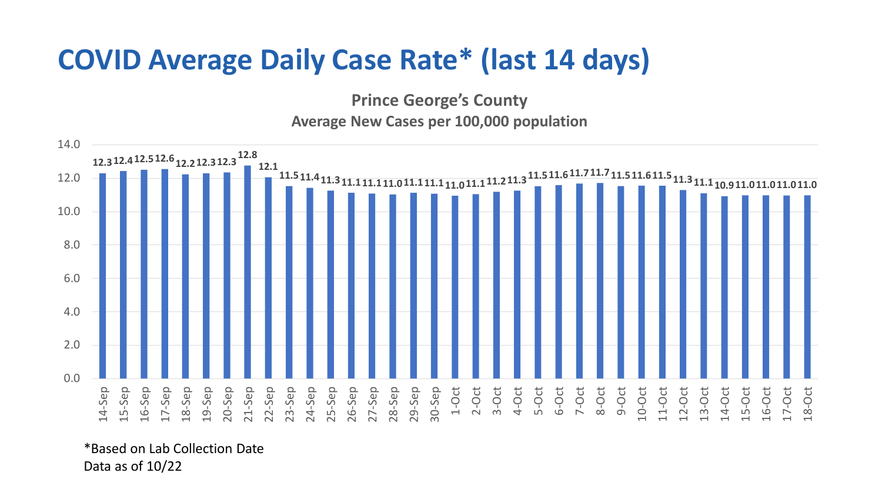# COVID Average Daily Case Rate* (last 14 days)

**Prince George's County**

**Average New Cases per 100,000 population**

| Date | Rate |
|---|---|
| 14-Sep | 12.3 |
| 15-Sep | 12.4 |
| 16-Sep | 12.5 |
| 17-Sep | 12.6 |
| 18-Sep | 12.2 |
| 19-Sep | 12.3 |
| 20-Sep | 12.3 |
| 21-Sep | 12.8 |
| 22-Sep | 12.1 |
| 23-Sep | 11.5 |
| 24-Sep | 11.4 |
| 25-Sep | 11.3 |
| 26-Sep | 11.1 |
| 27-Sep | 11.1 |
| 28-Sep | 11.0 |
| 29-Sep | 11.1 |
| 30-Sep | 11.1 |
| 1-Oct | 11.0 |
| 2-Oct | 11.1 |
| 3-Oct | 11.2 |
| 4-Oct | 11.3 |
| 5-Oct | 11.5 |
| 6-Oct | 11.6 |
| 7-Oct | 11.7 |
| 8-Oct | 11.7 |
| 9-Oct | 11.5 |
| 10-Oct | 11.6 |
| 11-Oct | 11.5 |
| 12-Oct | 11.3 |
| 13-Oct | 11.1 |
| 14-Oct | 10.9 |
| 15-Oct | 11.0 |
| 16-Oct | 11.0 |
| 17-Oct | 11.0 |
| 18-Oct | 11.0 |

*Based on Lab Collection Date
Data as of 10/22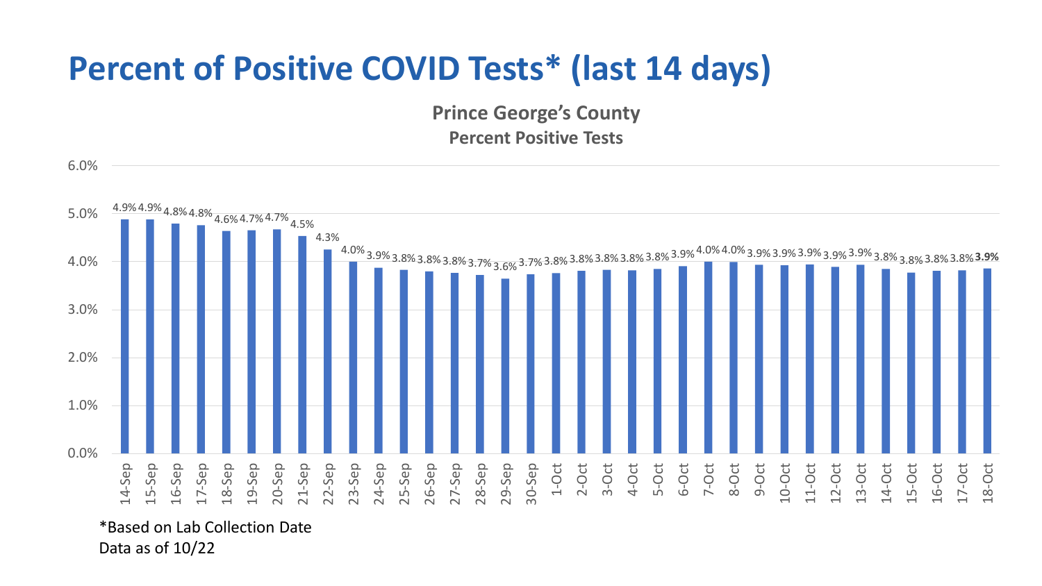# Percent of Positive COVID Tests* (last 14 days)

Prince George's County
Percent Positive Tests

6.0%
5.0%
4.0%
3.0%
2.0%
1.0%
0.0%

4.9% 4.9% 4.8% 4.8% 4.6% 4.7% 4.7% 4.5% 4.3% 4.0% 3.9% 3.8% 3.8% 3.8% 3.7% 3.6% 3.7% 3.8% 3.8% 3.8% 3.8% 3.8% 3.9% 4.0% 4.0% 3.9% 3.9% 3.9% 3.9% 3.9% 3.8% 3.8% 3.8% 3.8% **3.9%**

14-Sep 15-Sep 16-Sep 17-Sep 18-Sep 19-Sep 20-Sep 21-Sep 22-Sep 23-Sep 24-Sep 25-Sep 26-Sep 27-Sep 28-Sep 29-Sep 30-Sep 1-Oct 2-Oct 3-Oct 4-Oct 5-Oct 6-Oct 7-Oct 8-Oct 9-Oct 10-Oct 11-Oct 12-Oct 13-Oct 14-Oct 15-Oct 16-Oct 17-Oct 18-Oct

*Based on Lab Collection Date
Data as of 10/22